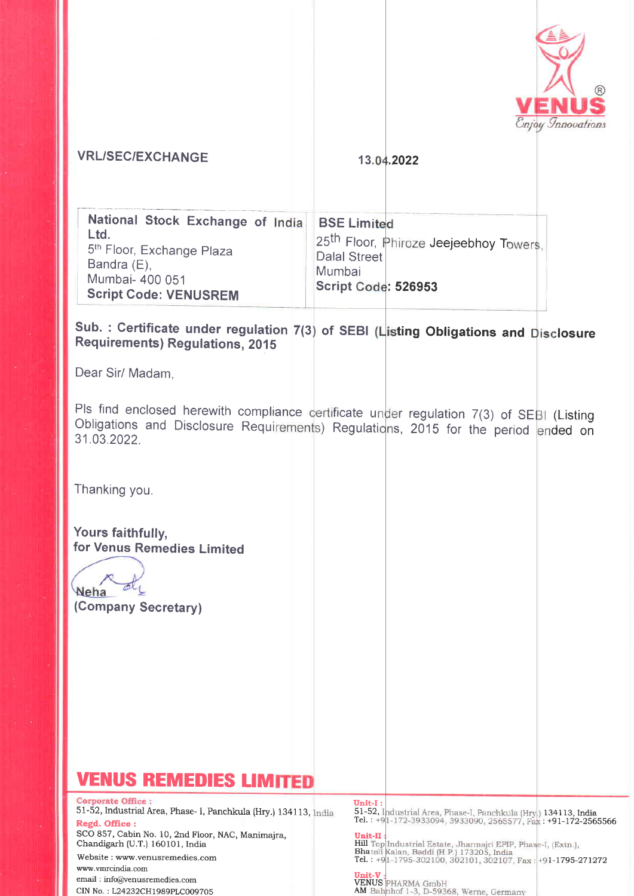VRL/SEC/EXCHANGE

13.04.2022

| National Stock Exchange of India Ltd. 5th Floor, Exchange Plaza Bandra (E), Mumbai- 400 051 **Script Code: VENUSREM** | **BSE Limited** 25th Floor, Phiroze Jeejeebhoy Towers, Dalal Street Mumbai **Script Code: 526953** |
|---|---|

**Sub. : Certificate under regulation 7(3) of SEBI (Listing Obligations and Disclosure Requirements) Regulations, 2015**

Dear Sir/ Madam,

Pls find enclosed herewith compliance certificate under regulation 7(3) of SEBI (Listing Obligations and Disclosure Requirements) Regulations, 2015 for the period ended on 31.03.2022.

Thanking you.

**Yours faithfully,**
**for Venus Remedies Limited**

Neha
**(Company Secretary)**

**VENUS REMEDIES LIMITED**

**Corporate Office :**
51-52, Industrial Area, Phase- I, Panchkula (Hry.) 134113, India
**Regd. Office :**
SCO 857, Cabin No. 10, 2nd Floor, NAC, Manimajra, Chandigarh (U.T.) 160101, India
Website : www.venusremedies.com
www.vmrcindia.com
email : info@venusremedies.com
CIN No. : L24232CH1989PLC009705

**Unit-I :**
51-52, Industrial Area, Phase-I, Panchkula (Hry.) 134113, India
Tel. : +91-172-3933094, 3933090, 2565577, Fax : +91-172-2565566

**Unit-II :**
Hill Top Industrial Estate, Jharmajri EPIP, Phase-I, (Extn.), Bhatoli Kalan, Baddi (H.P.) 173205, India
Tel. : +91-1795-302100, 302101, 302107, Fax : +91-1795-271272

**Unit-V :**
VENUS PHARMA GmbH
AM Bahnhof 1-3, D-59368, Werne, Germany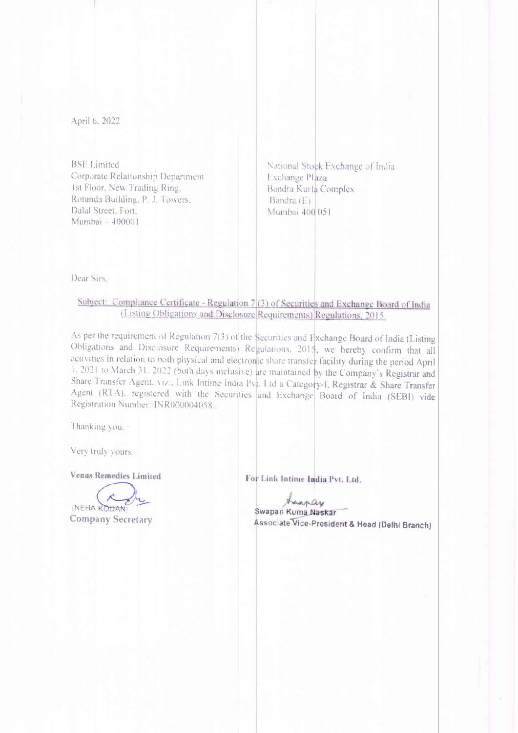April 6, 2022

BSE Limited
Corporate Relationship Department
1st Floor, New Trading Ring,
Rotunda Building, P. J. Towers,
Dalal Street, Fort,
Mumbai – 400001

National Stock Exchange of India
Exchange Plaza
Bandra Kurla Complex
Bandra (E)
Mumbai 400 051

Dear Sirs,

Subject: Compliance Certificate - Regulation 7 (3) of Securities and Exchange Board of India (Listing Obligations and Disclosure Requirements) Regulations, 2015.

As per the requirement of Regulation 7(3) of the Securities and Exchange Board of India (Listing Obligations and Disclosure Requirements) Regulations, 2015, we hereby confirm that all activities in relation to both physical and electronic share transfer facility during the period April 1, 2021 to March 31, 2022 (both days inclusive) are maintained by the Company's Registrar and Share Transfer Agent, viz., Link Intime India Pvt. Ltd a Category-I, Registrar & Share Transfer Agent (RTA), registered with the Securities and Exchange Board of India (SEBI) vide Registration Number: INR000004058..

Thanking you,

Very truly yours,

**Venus Remedies Limited**

(NEHA KODAN)
Company Secretary

**For Link Intime India Pvt. Ltd.**

Swapan Kuma Naskar
Associate Vice-President & Head (Delhi Branch)